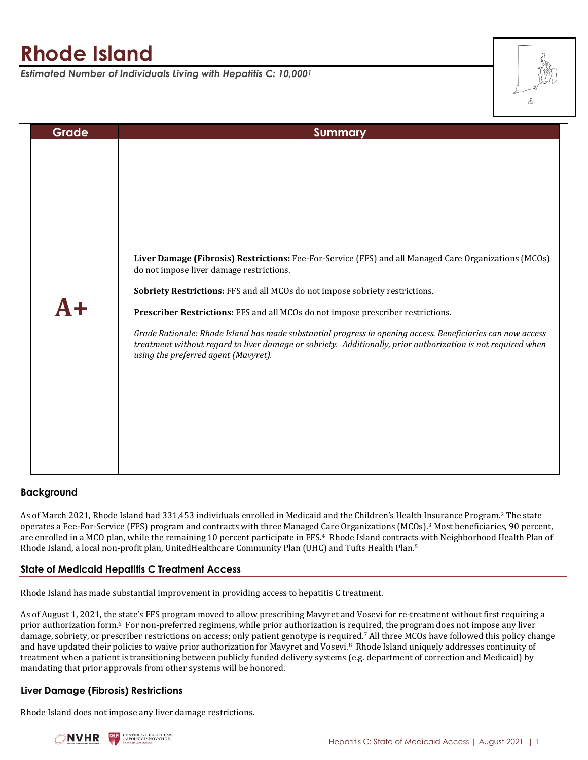# Rhode Island

*Estimated Number of Individuals Living with Hepatitis C: 10,000[1]*

| Grade | Summary |
| --- | --- |
| **A+** | **Liver Damage (Fibrosis) Restrictions:** Fee-For-Service (FFS) and all Managed Care Organizations (MCOs) do not impose liver damage restrictions.<br><br>**Sobriety Restrictions:** FFS and all MCOs do not impose sobriety restrictions.<br><br>**Prescriber Restrictions:** FFS and all MCOs do not impose prescriber restrictions.<br><br>*Grade Rationale: Rhode Island has made substantial progress in opening access. Beneficiaries can now access treatment without regard to liver damage or sobriety. Additionally, prior authorization is not required when using the preferred agent (Mavyret).* |

## Background

As of March 2021, Rhode Island had 331,453 individuals enrolled in Medicaid and the Children's Health Insurance Program.[2] The state operates a Fee-For-Service (FFS) program and contracts with three Managed Care Organizations (MCOs).[3] Most beneficiaries, 90 percent, are enrolled in a MCO plan, while the remaining 10 percent participate in FFS.[4] Rhode Island contracts with Neighborhood Health Plan of Rhode Island, a local non-profit plan, UnitedHealthcare Community Plan (UHC) and Tufts Health Plan.[5]

## State of Medicaid Hepatitis C Treatment Access

Rhode Island has made substantial improvement in providing access to hepatitis C treatment.

As of August 1, 2021, the state's FFS program moved to allow prescribing Mavyret and Vosevi for re-treatment without first requiring a prior authorization form.[6] For non-preferred regimens, while prior authorization is required, the program does not impose any liver damage, sobriety, or prescriber restrictions on access; only patient genotype is required.[7] All three MCOs have followed this policy change and have updated their policies to waive prior authorization for Mavyret and Vosevi.[8] Rhode Island uniquely addresses continuity of treatment when a patient is transitioning between publicly funded delivery systems (e.g. department of correction and Medicaid) by mandating that prior approvals from other systems will be honored.

## Liver Damage (Fibrosis) Restrictions

Rhode Island does not impose any liver damage restrictions.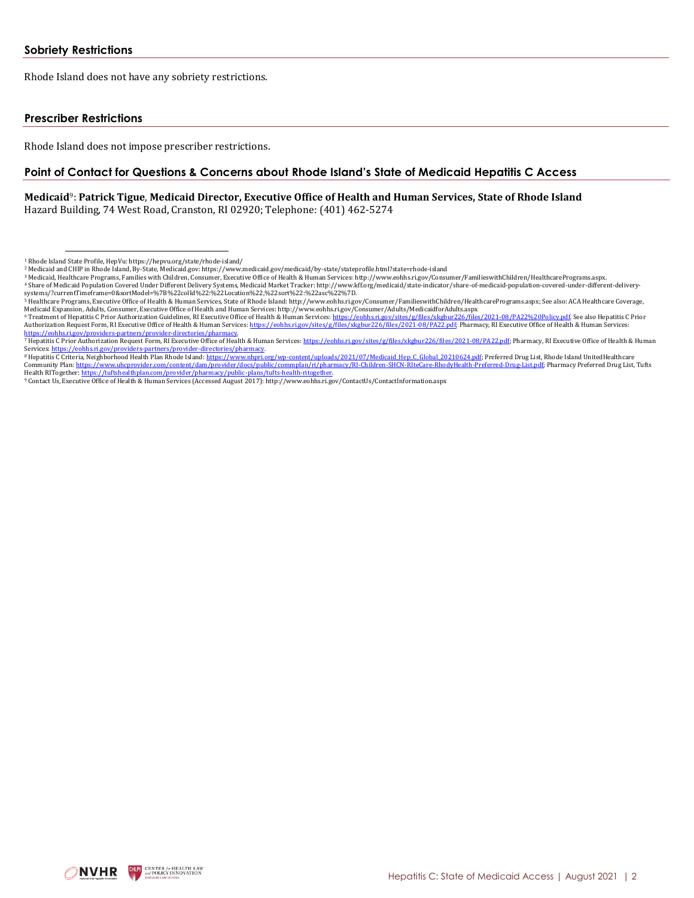## Sobriety Restrictions

Rhode Island does not have any sobriety restrictions.

## Prescriber Restrictions

Rhode Island does not impose prescriber restrictions.

## Point of Contact for Questions & Concerns about Rhode Island's State of Medicaid Hepatitis C Access

**Medicaid**[9]: **Patrick Tigue**, **Medicaid Director, Executive Office of Health and Human Services, State of Rhode Island**
Hazard Building, 74 West Road, Cranston, RI 02920; Telephone: (401) 462-5274

---

[1] Rhode Island State Profile, HepVu: https://hepvu.org/state/rhode-island/

[2] Medicaid and CHIP in Rhode Island, By-State, Medicaid.gov: https://www.medicaid.gov/medicaid/by-state/stateprofile.html?state=rhode-island

[3] Medicaid, Healthcare Programs, Families with Children, Consumer, Executive Office of Health & Human Services: http://www.eohhs.ri.gov/Consumer/FamilieswithChildren/HealthcarePrograms.aspx.

[4] Share of Medicaid Population Covered Under Different Delivery Systems, Medicaid Market Tracker: http://www.kff.org/medicaid/state-indicator/share-of-medicaid-population-covered-under-different-delivery-systems/?currentTimeframe=0&sortModel=%7B%22colId%22:%22Location%22,%22sort%22:%22asc%22%7D.

[5] Healthcare Programs, Executive Office of Health & Human Services, State of Rhode Island: http://www.eohhs.ri.gov/Consumer/FamilieswithChildren/HealthcarePrograms.aspx; See also: ACA Healthcare Coverage, Medicaid Expansion, Adults, Consumer, Executive Office of Health and Human Services: http://www.eohhs.ri.gov/Consumer/Adults/MedicaidforAdults.aspx

[6] Treatment of Hepatitis C Prior Authorization Guidelines, RI Executive Office of Health & Human Services: https://eohhs.ri.gov/sites/g/files/xkgbur226/files/2021-08/PA22%20Policy.pdf. See also Hepatitis C Prior Authorization Request Form, RI Executive Office of Health & Human Services: https://eohhs.ri.gov/sites/g/files/xkgbur226/files/2021-08/PA22.pdf; Pharmacy, RI Executive Office of Health & Human Services: https://eohhs.ri.gov/providers-partners/provider-directories/pharmacy.

[7] Hepatitis C Prior Authorization Request Form, RI Executive Office of Health & Human Services: https://eohhs.ri.gov/sites/g/files/xkgbur226/files/2021-08/PA22.pdf; Pharmacy, RI Executive Office of Health & Human Services: https://eohhs.ri.gov/providers-partners/provider-directories/pharmacy.

[8] Hepatitis C Criteria, Neighborhood Health Plan Rhode Island: https://www.nhpri.org/wp-content/uploads/2021/07/Medicaid_Hep_C_Global_20210624.pdf; Preferred Drug List, Rhode Island UnitedHealthcare Community Plan: https://www.uhcprovider.com/content/dam/provider/docs/public/commplan/ri/pharmacy/RI-Children-SHCN-RIteCare-RhodyHealth-Preferred-Drug-List.pdf; Pharmacy Preferred Drug List, Tufts Health RITogether: https://tuftshealthplan.com/provider/pharmacy/public-plans/tufts-health-ritogether.

[9] Contact Us, Executive Office of Health & Human Services (Accessed August 2017): http://www.eohhs.ri.gov/ContactUs/ContactInformation.aspx